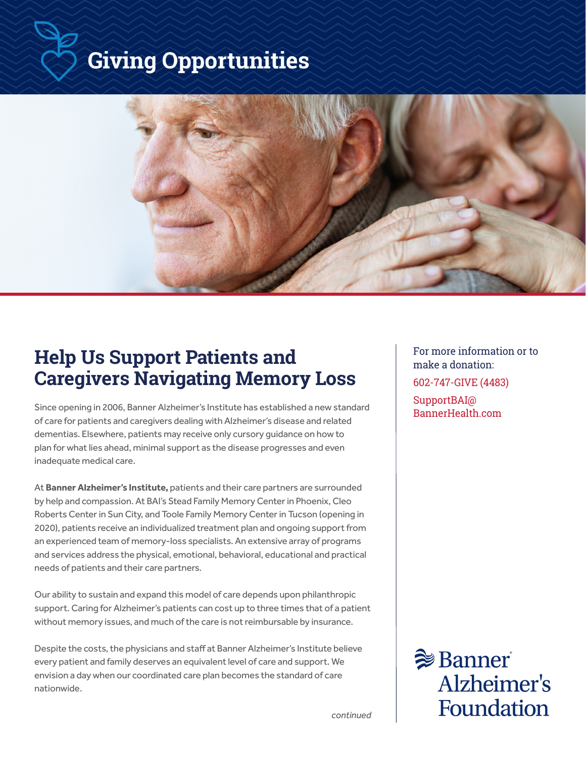# Giving Opportunities

## Help Us Support Patients and Caregivers Navigating Memory Loss

Since opening in 2006, Banner Alzheimer's Institute has established a new standard of care for patients and caregivers dealing with Alzheimer's disease and related dementias. Elsewhere, patients may receive only cursory guidance on how to plan for what lies ahead, minimal support as the disease progresses and even inadequate medical care.

At **Banner Alzheimer's Institute,** patients and their care partners are surrounded by help and compassion. At BAI's Stead Family Memory Center in Phoenix, Cleo Roberts Center in Sun City, and Toole Family Memory Center in Tucson (opening in 2020), patients receive an individualized treatment plan and ongoing support from an experienced team of memory-loss specialists. An extensive array of programs and services address the physical, emotional, behavioral, educational and practical needs of patients and their care partners.

Our ability to sustain and expand this model of care depends upon philanthropic support. Caring for Alzheimer's patients can cost up to three times that of a patient without memory issues, and much of the care is not reimbursable by insurance.

Despite the costs, the physicians and staff at Banner Alzheimer's Institute believe every patient and family deserves an equivalent level of care and support. We envision a day when our coordinated care plan becomes the standard of care nationwide.

*continued*

For more information or to make a donation:

602-747-GIVE (4483)

SupportBAI@BannerHealth.com

Banner Alzheimer's Foundation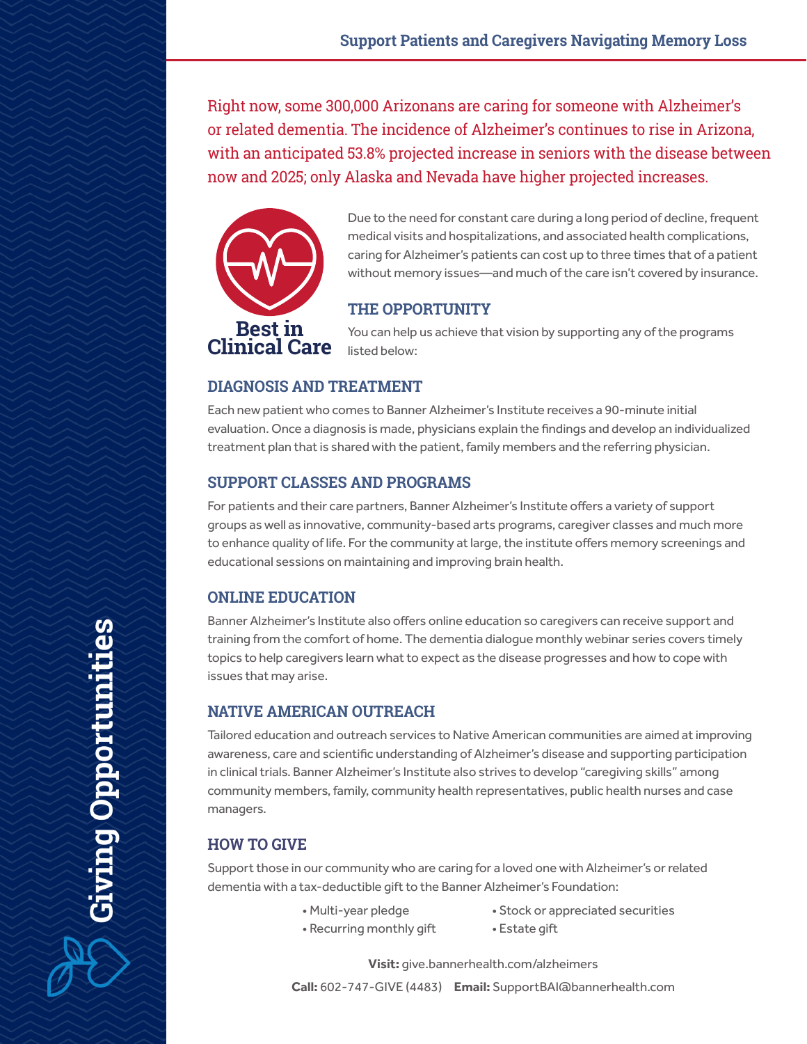## Support Patients and Caregivers Navigating Memory Loss

Right now, some 300,000 Arizonans are caring for someone with Alzheimer's or related dementia. The incidence of Alzheimer's continues to rise in Arizona, with an anticipated 53.8% projected increase in seniors with the disease between now and 2025; only Alaska and Nevada have higher projected increases.

**Best in Clinical Care**

Due to the need for constant care during a long period of decline, frequent medical visits and hospitalizations, and associated health complications, caring for Alzheimer's patients can cost up to three times that of a patient without memory issues—and much of the care isn't covered by insurance.

### THE OPPORTUNITY

You can help us achieve that vision by supporting any of the programs listed below:

### DIAGNOSIS AND TREATMENT

Each new patient who comes to Banner Alzheimer's Institute receives a 90-minute initial evaluation. Once a diagnosis is made, physicians explain the findings and develop an individualized treatment plan that is shared with the patient, family members and the referring physician.

### SUPPORT CLASSES AND PROGRAMS

For patients and their care partners, Banner Alzheimer's Institute offers a variety of support groups as well as innovative, community-based arts programs, caregiver classes and much more to enhance quality of life. For the community at large, the institute offers memory screenings and educational sessions on maintaining and improving brain health.

### ONLINE EDUCATION

Banner Alzheimer's Institute also offers online education so caregivers can receive support and training from the comfort of home. The dementia dialogue monthly webinar series covers timely topics to help caregivers learn what to expect as the disease progresses and how to cope with issues that may arise.

### NATIVE AMERICAN OUTREACH

Tailored education and outreach services to Native American communities are aimed at improving awareness, care and scientific understanding of Alzheimer's disease and supporting participation in clinical trials. Banner Alzheimer's Institute also strives to develop "caregiving skills" among community members, family, community health representatives, public health nurses and case managers.

### HOW TO GIVE

Support those in our community who are caring for a loved one with Alzheimer's or related dementia with a tax-deductible gift to the Banner Alzheimer's Foundation:

- Multi-year pledge
- Recurring monthly gift
- Stock or appreciated securities
- Estate gift

**Visit:** give.bannerhealth.com/alzheimers

**Call:** 602-747-GIVE (4483) **Email:** SupportBAI@bannerhealth.com

Giving Opportunities